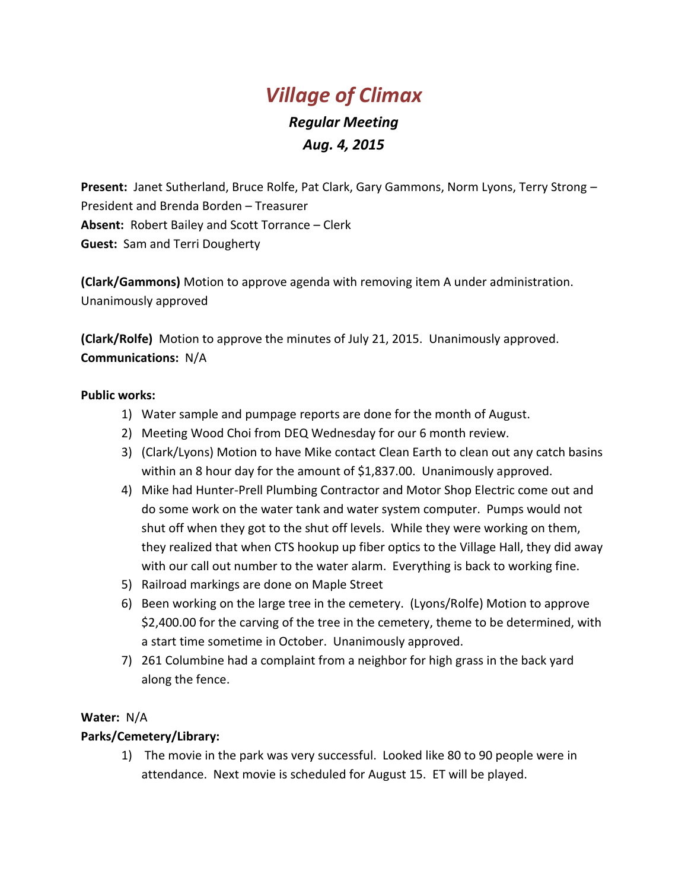# *Village of Climax*

### *Regular Meeting*

### *Aug. 4, 2015*

**Present:** Janet Sutherland, Bruce Rolfe, Pat Clark, Gary Gammons, Norm Lyons, Terry Strong – President and Brenda Borden – Treasurer
**Absent:** Robert Bailey and Scott Torrance – Clerk
**Guest:** Sam and Terri Dougherty

**(Clark/Gammons)** Motion to approve agenda with removing item A under administration. Unanimously approved

**(Clark/Rolfe)** Motion to approve the minutes of July 21, 2015. Unanimously approved.
**Communications:** N/A

**Public works:**

1) Water sample and pumpage reports are done for the month of August.
2) Meeting Wood Choi from DEQ Wednesday for our 6 month review.
3) (Clark/Lyons) Motion to have Mike contact Clean Earth to clean out any catch basins within an 8 hour day for the amount of $1,837.00. Unanimously approved.
4) Mike had Hunter-Prell Plumbing Contractor and Motor Shop Electric come out and do some work on the water tank and water system computer. Pumps would not shut off when they got to the shut off levels. While they were working on them, they realized that when CTS hookup up fiber optics to the Village Hall, they did away with our call out number to the water alarm. Everything is back to working fine.
5) Railroad markings are done on Maple Street
6) Been working on the large tree in the cemetery. (Lyons/Rolfe) Motion to approve $2,400.00 for the carving of the tree in the cemetery, theme to be determined, with a start time sometime in October. Unanimously approved.
7) 261 Columbine had a complaint from a neighbor for high grass in the back yard along the fence.

**Water:** N/A
**Parks/Cemetery/Library:**

1) The movie in the park was very successful. Looked like 80 to 90 people were in attendance. Next movie is scheduled for August 15. ET will be played.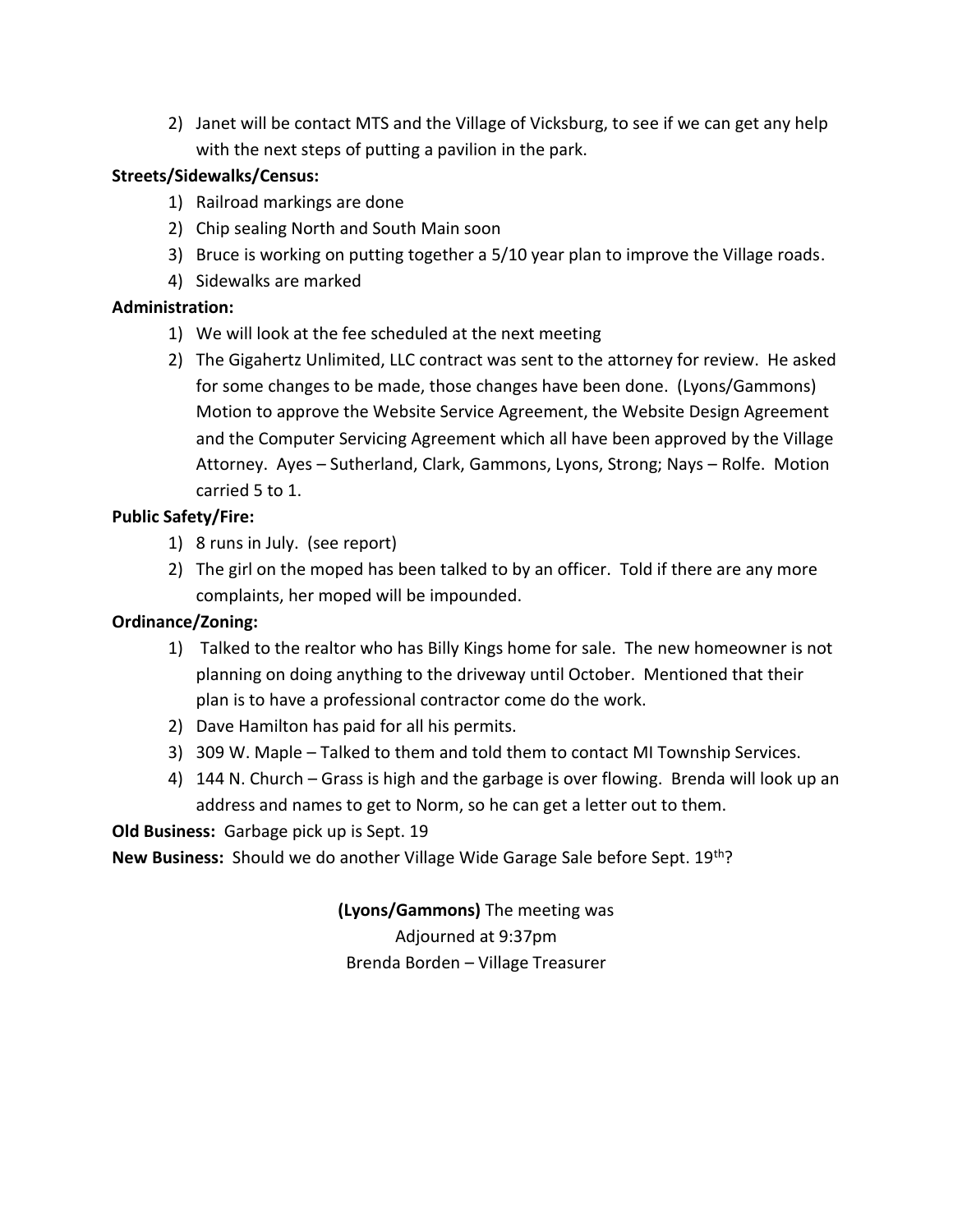2) Janet will be contact MTS and the Village of Vicksburg, to see if we can get any help with the next steps of putting a pavilion in the park.

**Streets/Sidewalks/Census:**

1) Railroad markings are done
2) Chip sealing North and South Main soon
3) Bruce is working on putting together a 5/10 year plan to improve the Village roads.
4) Sidewalks are marked

**Administration:**

1) We will look at the fee scheduled at the next meeting
2) The Gigahertz Unlimited, LLC contract was sent to the attorney for review. He asked for some changes to be made, those changes have been done. (Lyons/Gammons) Motion to approve the Website Service Agreement, the Website Design Agreement and the Computer Servicing Agreement which all have been approved by the Village Attorney. Ayes – Sutherland, Clark, Gammons, Lyons, Strong; Nays – Rolfe. Motion carried 5 to 1.

**Public Safety/Fire:**

1) 8 runs in July. (see report)
2) The girl on the moped has been talked to by an officer. Told if there are any more complaints, her moped will be impounded.

**Ordinance/Zoning:**

1) Talked to the realtor who has Billy Kings home for sale. The new homeowner is not planning on doing anything to the driveway until October. Mentioned that their plan is to have a professional contractor come do the work.
2) Dave Hamilton has paid for all his permits.
3) 309 W. Maple – Talked to them and told them to contact MI Township Services.
4) 144 N. Church – Grass is high and the garbage is over flowing. Brenda will look up an address and names to get to Norm, so he can get a letter out to them.

**Old Business:** Garbage pick up is Sept. 19

**New Business:** Should we do another Village Wide Garage Sale before Sept. 19th?

**(Lyons/Gammons)** The meeting was
Adjourned at 9:37pm
Brenda Borden – Village Treasurer